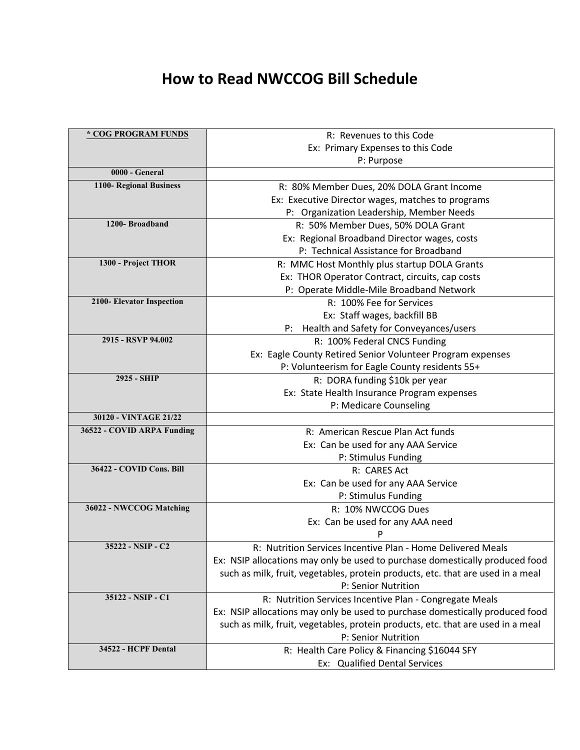# How to Read NWCCOG Bill Schedule

| * COG PROGRAM FUNDS | R: Revenues to this Code<br>Ex: Primary Expenses to this Code<br>P: Purpose |
|---|---|
| 0000 - General | |
| 1100- Regional Business | R: 80% Member Dues, 20% DOLA Grant Income<br>Ex: Executive Director wages, matches to programs<br>P: Organization Leadership, Member Needs |
| 1200- Broadband | R: 50% Member Dues, 50% DOLA Grant<br>Ex: Regional Broadband Director wages, costs<br>P: Technical Assistance for Broadband |
| 1300 - Project THOR | R: MMC Host Monthly plus startup DOLA Grants<br>Ex: THOR Operator Contract, circuits, cap costs<br>P: Operate Middle-Mile Broadband Network |
| 2100- Elevator Inspection | R: 100% Fee for Services<br>Ex: Staff wages, backfill BB<br>P: Health and Safety for Conveyances/users |
| 2915 - RSVP 94.002 | R: 100% Federal CNCS Funding<br>Ex: Eagle County Retired Senior Volunteer Program expenses<br>P: Volunteerism for Eagle County residents 55+ |
| 2925 - SHIP | R: DORA funding $10k per year<br>Ex: State Health Insurance Program expenses<br>P: Medicare Counseling |
| 30120 - VINTAGE 21/22 | |
| 36522 - COVID ARPA Funding | R: American Rescue Plan Act funds<br>Ex: Can be used for any AAA Service<br>P: Stimulus Funding |
| 36422 - COVID Cons. Bill | R: CARES Act<br>Ex: Can be used for any AAA Service<br>P: Stimulus Funding |
| 36022 - NWCCOG Matching | R: 10% NWCCOG Dues<br>Ex: Can be used for any AAA need<br>P |
| 35222 - NSIP - C2 | R: Nutrition Services Incentive Plan - Home Delivered Meals<br>Ex: NSIP allocations may only be used to purchase domestically produced food such as milk, fruit, vegetables, protein products, etc. that are used in a meal<br>P: Senior Nutrition |
| 35122 - NSIP - C1 | R: Nutrition Services Incentive Plan - Congregate Meals<br>Ex: NSIP allocations may only be used to purchase domestically produced food such as milk, fruit, vegetables, protein products, etc. that are used in a meal<br>P: Senior Nutrition |
| 34522 - HCPF Dental | R: Health Care Policy & Financing $16044 SFY<br>Ex: Qualified Dental Services |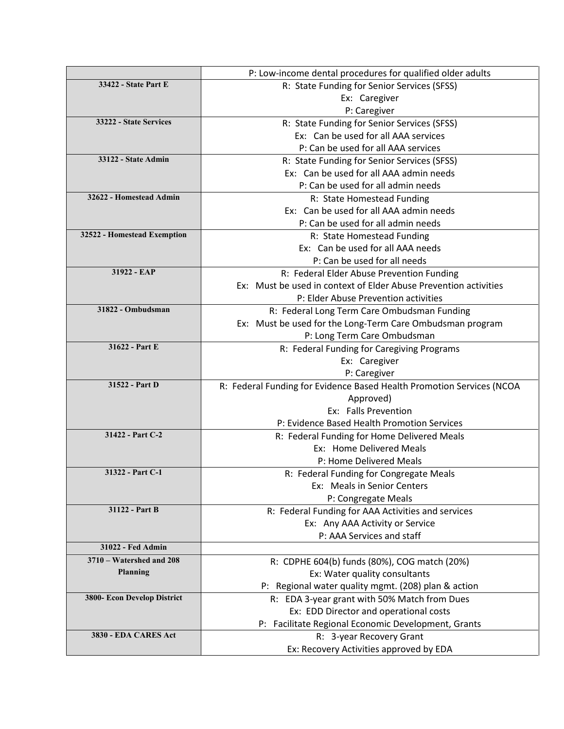| | |
|---|---|
| | P: Low-income dental procedures for qualified older adults |
| **33422 - State Part E** | R: State Funding for Senior Services (SFSS)<br>Ex: Caregiver<br>P: Caregiver |
| **33222 - State Services** | R: State Funding for Senior Services (SFSS)<br>Ex: Can be used for all AAA services<br>P: Can be used for all AAA services |
| **33122 - State Admin** | R: State Funding for Senior Services (SFSS)<br>Ex: Can be used for all AAA admin needs<br>P: Can be used for all admin needs |
| **32622 - Homestead Admin** | R: State Homestead Funding<br>Ex: Can be used for all AAA admin needs<br>P: Can be used for all admin needs |
| **32522 - Homestead Exemption** | R: State Homestead Funding<br>Ex: Can be used for all AAA needs<br>P: Can be used for all needs |
| **31922 - EAP** | R: Federal Elder Abuse Prevention Funding<br>Ex: Must be used in context of Elder Abuse Prevention activities<br>P: Elder Abuse Prevention activities |
| **31822 - Ombudsman** | R: Federal Long Term Care Ombudsman Funding<br>Ex: Must be used for the Long-Term Care Ombudsman program<br>P: Long Term Care Ombudsman |
| **31622 - Part E** | R: Federal Funding for Caregiving Programs<br>Ex: Caregiver<br>P: Caregiver |
| **31522 - Part D** | R: Federal Funding for Evidence Based Health Promotion Services (NCOA Approved)<br>Ex: Falls Prevention<br>P: Evidence Based Health Promotion Services |
| **31422 - Part C-2** | R: Federal Funding for Home Delivered Meals<br>Ex: Home Delivered Meals<br>P: Home Delivered Meals |
| **31322 - Part C-1** | R: Federal Funding for Congregate Meals<br>Ex: Meals in Senior Centers<br>P: Congregate Meals |
| **31122 - Part B** | R: Federal Funding for AAA Activities and services<br>Ex: Any AAA Activity or Service<br>P: AAA Services and staff |
| **31022 - Fed Admin** | |
| **3710 – Watershed and 208 Planning** | R: CDPHE 604(b) funds (80%), COG match (20%)<br>Ex: Water quality consultants<br>P: Regional water quality mgmt. (208) plan & action |
| **3800- Econ Develop District** | R: EDA 3-year grant with 50% Match from Dues<br>Ex: EDD Director and operational costs<br>P: Facilitate Regional Economic Development, Grants |
| **3830 - EDA CARES Act** | R: 3-year Recovery Grant<br>Ex: Recovery Activities approved by EDA |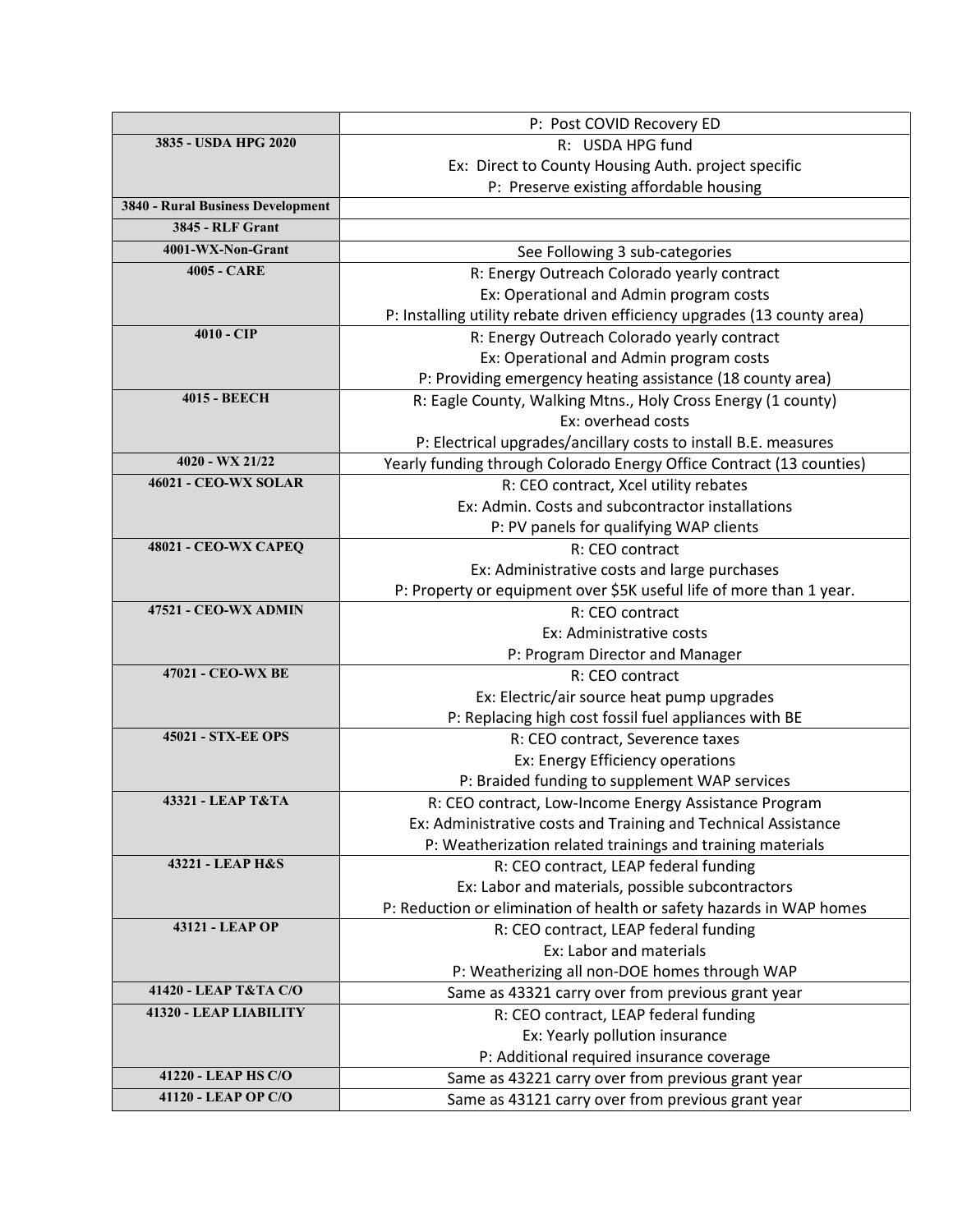| | |
|---|---|
| | P: Post COVID Recovery ED |
| **3835 - USDA HPG 2020** | R: USDA HPG fund<br>Ex: Direct to County Housing Auth. project specific<br>P: Preserve existing affordable housing |
| **3840 - Rural Business Development** | |
| **3845 - RLF Grant** | |
| **4001-WX-Non-Grant** | See Following 3 sub-categories |
| **4005 - CARE** | R: Energy Outreach Colorado yearly contract<br>Ex: Operational and Admin program costs<br>P: Installing utility rebate driven efficiency upgrades (13 county area) |
| **4010 - CIP** | R: Energy Outreach Colorado yearly contract<br>Ex: Operational and Admin program costs<br>P: Providing emergency heating assistance (18 county area) |
| **4015 - BEECH** | R: Eagle County, Walking Mtns., Holy Cross Energy (1 county)<br>Ex: overhead costs<br>P: Electrical upgrades/ancillary costs to install B.E. measures |
| **4020 - WX 21/22** | Yearly funding through Colorado Energy Office Contract (13 counties) |
| **46021 - CEO-WX SOLAR** | R: CEO contract, Xcel utility rebates<br>Ex: Admin. Costs and subcontractor installations<br>P: PV panels for qualifying WAP clients |
| **48021 - CEO-WX CAPEQ** | R: CEO contract<br>Ex: Administrative costs and large purchases<br>P: Property or equipment over $5K useful life of more than 1 year. |
| **47521 - CEO-WX ADMIN** | R: CEO contract<br>Ex: Administrative costs<br>P: Program Director and Manager |
| **47021 - CEO-WX BE** | R: CEO contract<br>Ex: Electric/air source heat pump upgrades<br>P: Replacing high cost fossil fuel appliances with BE |
| **45021 - STX-EE OPS** | R: CEO contract, Severence taxes<br>Ex: Energy Efficiency operations<br>P: Braided funding to supplement WAP services |
| **43321 - LEAP T&TA** | R: CEO contract, Low-Income Energy Assistance Program<br>Ex: Administrative costs and Training and Technical Assistance<br>P: Weatherization related trainings and training materials |
| **43221 - LEAP H&S** | R: CEO contract, LEAP federal funding<br>Ex: Labor and materials, possible subcontractors<br>P: Reduction or elimination of health or safety hazards in WAP homes |
| **43121 - LEAP OP** | R: CEO contract, LEAP federal funding<br>Ex: Labor and materials<br>P: Weatherizing all non-DOE homes through WAP |
| **41420 - LEAP T&TA C/O** | Same as 43321 carry over from previous grant year |
| **41320 - LEAP LIABILITY** | R: CEO contract, LEAP federal funding<br>Ex: Yearly pollution insurance<br>P: Additional required insurance coverage |
| **41220 - LEAP HS C/O** | Same as 43221 carry over from previous grant year |
| **41120 - LEAP OP C/O** | Same as 43121 carry over from previous grant year |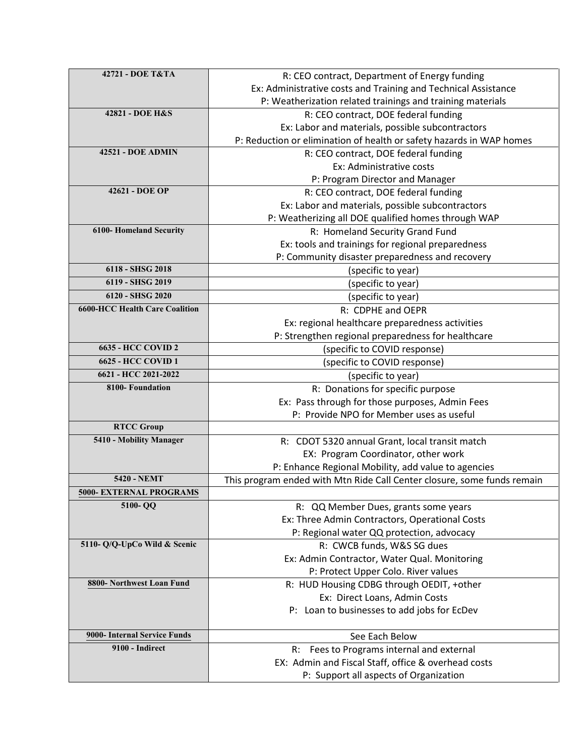| | |
|---|---|
| **42721 - DOE T&TA** | R: CEO contract, Department of Energy funding<br>Ex: Administrative costs and Training and Technical Assistance<br>P: Weatherization related trainings and training materials |
| **42821 - DOE H&S** | R: CEO contract, DOE federal funding<br>Ex: Labor and materials, possible subcontractors<br>P: Reduction or elimination of health or safety hazards in WAP homes |
| **42521 - DOE ADMIN** | R: CEO contract, DOE federal funding<br>Ex: Administrative costs<br>P: Program Director and Manager |
| **42621 - DOE OP** | R: CEO contract, DOE federal funding<br>Ex: Labor and materials, possible subcontractors<br>P: Weatherizing all DOE qualified homes through WAP |
| **6100- Homeland Security** | R: Homeland Security Grand Fund<br>Ex: tools and trainings for regional preparedness<br>P: Community disaster preparedness and recovery |
| **6118 - SHSG 2018** | (specific to year) |
| **6119 - SHSG 2019** | (specific to year) |
| **6120 - SHSG 2020** | (specific to year) |
| **6600-HCC Health Care Coalition** | R: CDPHE and OEPR<br>Ex: regional healthcare preparedness activities<br>P: Strengthen regional preparedness for healthcare |
| **6635 - HCC COVID 2** | (specific to COVID response) |
| **6625 - HCC COVID 1** | (specific to COVID response) |
| **6621 - HCC 2021-2022** | (specific to year) |
| **8100- Foundation** | R: Donations for specific purpose<br>Ex: Pass through for those purposes, Admin Fees<br>P: Provide NPO for Member uses as useful |
| **RTCC Group** | |
| **5410 - Mobility Manager** | R: CDOT 5320 annual Grant, local transit match<br>EX: Program Coordinator, other work<br>P: Enhance Regional Mobility, add value to agencies |
| **5420 - NEMT** | This program ended with Mtn Ride Call Center closure, some funds remain |
| **5000- EXTERNAL PROGRAMS** | |
| **5100- QQ** | R: QQ Member Dues, grants some years<br>Ex: Three Admin Contractors, Operational Costs<br>P: Regional water QQ protection, advocacy |
| **5110- Q/Q-UpCo Wild & Scenic** | R: CWCB funds, W&S SG dues<br>Ex: Admin Contractor, Water Qual. Monitoring<br>P: Protect Upper Colo. River values |
| **8800- Northwest Loan Fund** | R: HUD Housing CDBG through OEDIT, +other<br>Ex: Direct Loans, Admin Costs<br>P: Loan to businesses to add jobs for EcDev |
| **9000- Internal Service Funds** | See Each Below |
| **9100 - Indirect** | R: Fees to Programs internal and external<br>EX: Admin and Fiscal Staff, office & overhead costs<br>P: Support all aspects of Organization |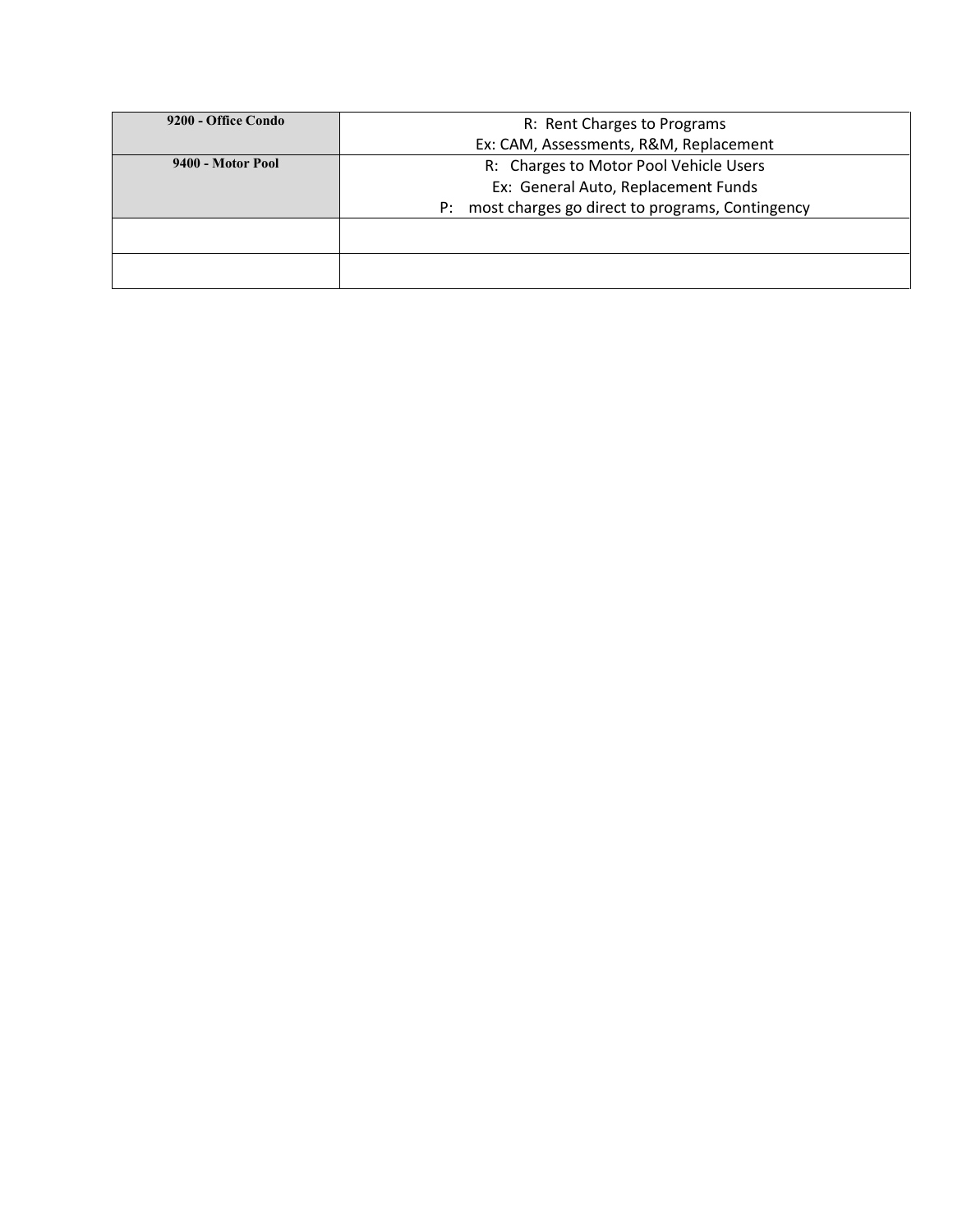| | |
|---|---|
| **9200 - Office Condo** | R: Rent Charges to Programs<br>Ex: CAM, Assessments, R&M, Replacement |
| **9400 - Motor Pool** | R: Charges to Motor Pool Vehicle Users<br>Ex: General Auto, Replacement Funds<br>P: most charges go direct to programs, Contingency |
| | |
| | |